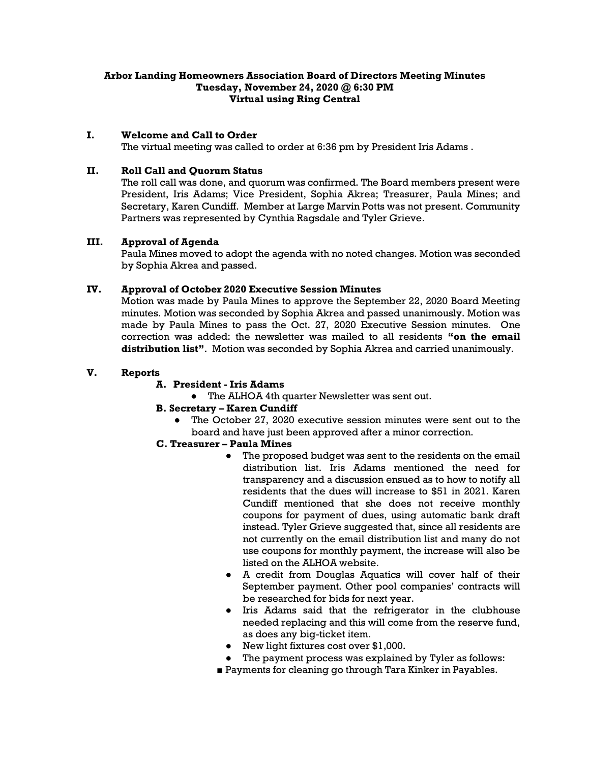**Arbor Landing Homeowners Association Board of Directors Meeting Minutes**
**Tuesday, November 24, 2020 @ 6:30 PM**
**Virtual using Ring Central**

## I. Welcome and Call to Order

The virtual meeting was called to order at 6:36 pm by President Iris Adams .

## II. Roll Call and Quorum Status

The roll call was done, and quorum was confirmed. The Board members present were President, Iris Adams; Vice President, Sophia Akrea; Treasurer, Paula Mines; and Secretary, Karen Cundiff. Member at Large Marvin Potts was not present. Community Partners was represented by Cynthia Ragsdale and Tyler Grieve.

## III. Approval of Agenda

Paula Mines moved to adopt the agenda with no noted changes. Motion was seconded by Sophia Akrea and passed.

## IV. Approval of October 2020 Executive Session Minutes

Motion was made by Paula Mines to approve the September 22, 2020 Board Meeting minutes. Motion was seconded by Sophia Akrea and passed unanimously. Motion was made by Paula Mines to pass the Oct. 27, 2020 Executive Session minutes. One correction was added: the newsletter was mailed to all residents **"on the email distribution list"**. Motion was seconded by Sophia Akrea and carried unanimously.

## V. Reports

### A. President - Iris Adams

- The ALHOA 4th quarter Newsletter was sent out.

### B. Secretary – Karen Cundiff

- The October 27, 2020 executive session minutes were sent out to the board and have just been approved after a minor correction.

### C. Treasurer – Paula Mines

- The proposed budget was sent to the residents on the email distribution list. Iris Adams mentioned the need for transparency and a discussion ensued as to how to notify all residents that the dues will increase to $51 in 2021. Karen Cundiff mentioned that she does not receive monthly coupons for payment of dues, using automatic bank draft instead. Tyler Grieve suggested that, since all residents are not currently on the email distribution list and many do not use coupons for monthly payment, the increase will also be listed on the ALHOA website.
- A credit from Douglas Aquatics will cover half of their September payment. Other pool companies' contracts will be researched for bids for next year.
- Iris Adams said that the refrigerator in the clubhouse needed replacing and this will come from the reserve fund, as does any big-ticket item.
- New light fixtures cost over $1,000.
- The payment process was explained by Tyler as follows:
  - Payments for cleaning go through Tara Kinker in Payables.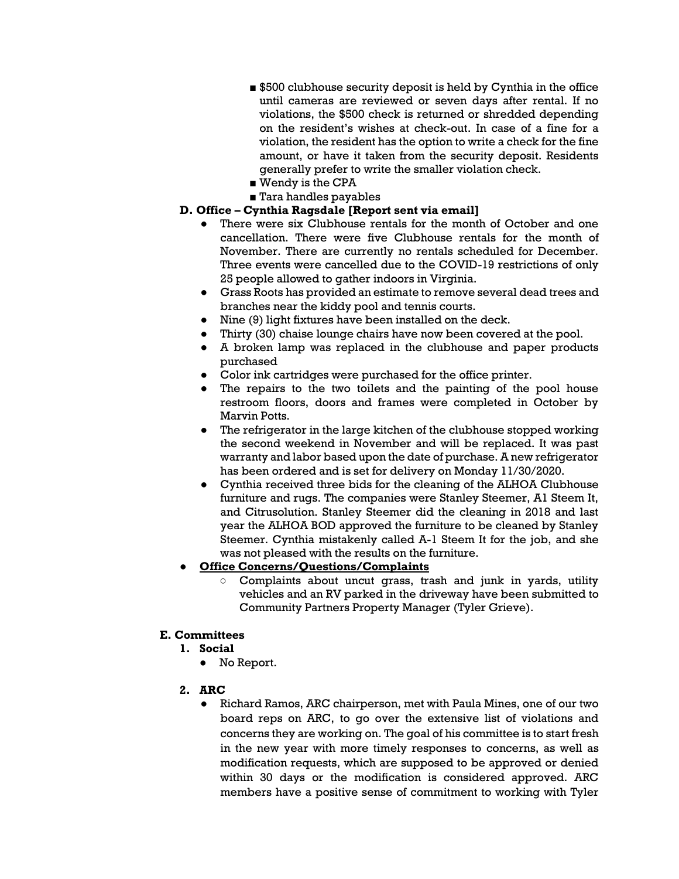- $500 clubhouse security deposit is held by Cynthia in the office until cameras are reviewed or seven days after rental. If no violations, the $500 check is returned or shredded depending on the resident's wishes at check-out. In case of a fine for a violation, the resident has the option to write a check for the fine amount, or have it taken from the security deposit. Residents generally prefer to write the smaller violation check.
- Wendy is the CPA
- Tara handles payables

**D. Office – Cynthia Ragsdale [Report sent via email]**

- There were six Clubhouse rentals for the month of October and one cancellation. There were five Clubhouse rentals for the month of November. There are currently no rentals scheduled for December. Three events were cancelled due to the COVID-19 restrictions of only 25 people allowed to gather indoors in Virginia.
- Grass Roots has provided an estimate to remove several dead trees and branches near the kiddy pool and tennis courts.
- Nine (9) light fixtures have been installed on the deck.
- Thirty (30) chaise lounge chairs have now been covered at the pool.
- A broken lamp was replaced in the clubhouse and paper products purchased
- Color ink cartridges were purchased for the office printer.
- The repairs to the two toilets and the painting of the pool house restroom floors, doors and frames were completed in October by Marvin Potts.
- The refrigerator in the large kitchen of the clubhouse stopped working the second weekend in November and will be replaced. It was past warranty and labor based upon the date of purchase. A new refrigerator has been ordered and is set for delivery on Monday 11/30/2020.
- Cynthia received three bids for the cleaning of the ALHOA Clubhouse furniture and rugs. The companies were Stanley Steemer, A1 Steem It, and Citrusolution. Stanley Steemer did the cleaning in 2018 and last year the ALHOA BOD approved the furniture to be cleaned by Stanley Steemer. Cynthia mistakenly called A-1 Steem It for the job, and she was not pleased with the results on the furniture.

- **Office Concerns/Questions/Complaints**
  - Complaints about uncut grass, trash and junk in yards, utility vehicles and an RV parked in the driveway have been submitted to Community Partners Property Manager (Tyler Grieve).

**E. Committees**

1. **Social**
   - No Report.

2. **ARC**
   - Richard Ramos, ARC chairperson, met with Paula Mines, one of our two board reps on ARC, to go over the extensive list of violations and concerns they are working on. The goal of his committee is to start fresh in the new year with more timely responses to concerns, as well as modification requests, which are supposed to be approved or denied within 30 days or the modification is considered approved. ARC members have a positive sense of commitment to working with Tyler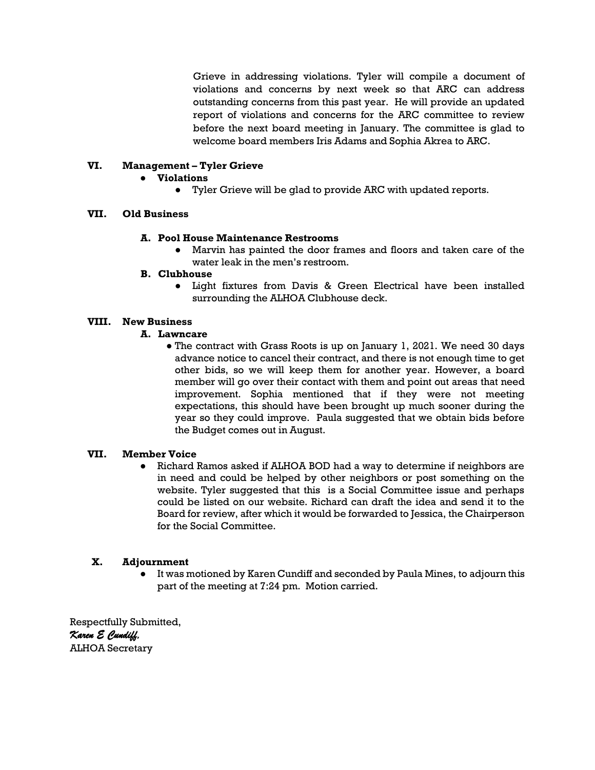Grieve in addressing violations. Tyler will compile a document of violations and concerns by next week so that ARC can address outstanding concerns from this past year. He will provide an updated report of violations and concerns for the ARC committee to review before the next board meeting in January. The committee is glad to welcome board members Iris Adams and Sophia Akrea to ARC.

## VI. Management – Tyler Grieve

- **Violations**
  - Tyler Grieve will be glad to provide ARC with updated reports.

## VII. Old Business

### A. Pool House Maintenance Restrooms

- Marvin has painted the door frames and floors and taken care of the water leak in the men's restroom.

### B. Clubhouse

- Light fixtures from Davis & Green Electrical have been installed surrounding the ALHOA Clubhouse deck.

## VIII. New Business

### A. Lawncare

- The contract with Grass Roots is up on January 1, 2021. We need 30 days advance notice to cancel their contract, and there is not enough time to get other bids, so we will keep them for another year. However, a board member will go over their contact with them and point out areas that need improvement. Sophia mentioned that if they were not meeting expectations, this should have been brought up much sooner during the year so they could improve. Paula suggested that we obtain bids before the Budget comes out in August.

## VII. Member Voice

- Richard Ramos asked if ALHOA BOD had a way to determine if neighbors are in need and could be helped by other neighbors or post something on the website. Tyler suggested that this is a Social Committee issue and perhaps could be listed on our website. Richard can draft the idea and send it to the Board for review, after which it would be forwarded to Jessica, the Chairperson for the Social Committee.

## X. Adjournment

- It was motioned by Karen Cundiff and seconded by Paula Mines, to adjourn this part of the meeting at 7:24 pm. Motion carried.

Respectfully Submitted,
*Karen E Cundiff,*
ALHOA Secretary